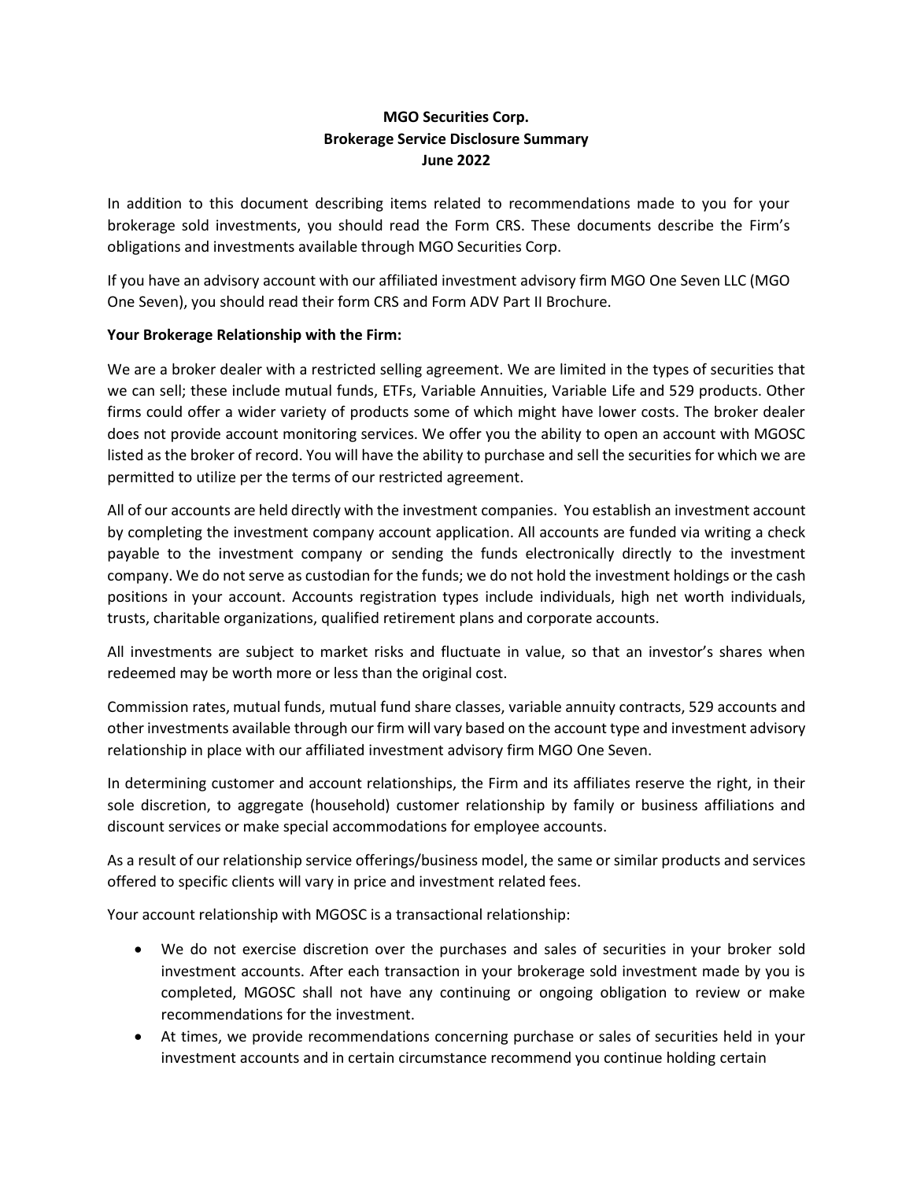# MGO Securities Corp.
## Brokerage Service Disclosure Summary
### June 2022

In addition to this document describing items related to recommendations made to you for your brokerage sold investments, you should read the Form CRS. These documents describe the Firm's obligations and investments available through MGO Securities Corp.

If you have an advisory account with our affiliated investment advisory firm MGO One Seven LLC (MGO One Seven), you should read their form CRS and Form ADV Part II Brochure.

**Your Brokerage Relationship with the Firm:**

We are a broker dealer with a restricted selling agreement. We are limited in the types of securities that we can sell; these include mutual funds, ETFs, Variable Annuities, Variable Life and 529 products. Other firms could offer a wider variety of products some of which might have lower costs. The broker dealer does not provide account monitoring services. We offer you the ability to open an account with MGOSC listed as the broker of record. You will have the ability to purchase and sell the securities for which we are permitted to utilize per the terms of our restricted agreement.

All of our accounts are held directly with the investment companies. You establish an investment account by completing the investment company account application. All accounts are funded via writing a check payable to the investment company or sending the funds electronically directly to the investment company. We do not serve as custodian for the funds; we do not hold the investment holdings or the cash positions in your account. Accounts registration types include individuals, high net worth individuals, trusts, charitable organizations, qualified retirement plans and corporate accounts.

All investments are subject to market risks and fluctuate in value, so that an investor's shares when redeemed may be worth more or less than the original cost.

Commission rates, mutual funds, mutual fund share classes, variable annuity contracts, 529 accounts and other investments available through our firm will vary based on the account type and investment advisory relationship in place with our affiliated investment advisory firm MGO One Seven.

In determining customer and account relationships, the Firm and its affiliates reserve the right, in their sole discretion, to aggregate (household) customer relationship by family or business affiliations and discount services or make special accommodations for employee accounts.

As a result of our relationship service offerings/business model, the same or similar products and services offered to specific clients will vary in price and investment related fees.

Your account relationship with MGOSC is a transactional relationship:

- We do not exercise discretion over the purchases and sales of securities in your broker sold investment accounts. After each transaction in your brokerage sold investment made by you is completed, MGOSC shall not have any continuing or ongoing obligation to review or make recommendations for the investment.
- At times, we provide recommendations concerning purchase or sales of securities held in your investment accounts and in certain circumstance recommend you continue holding certain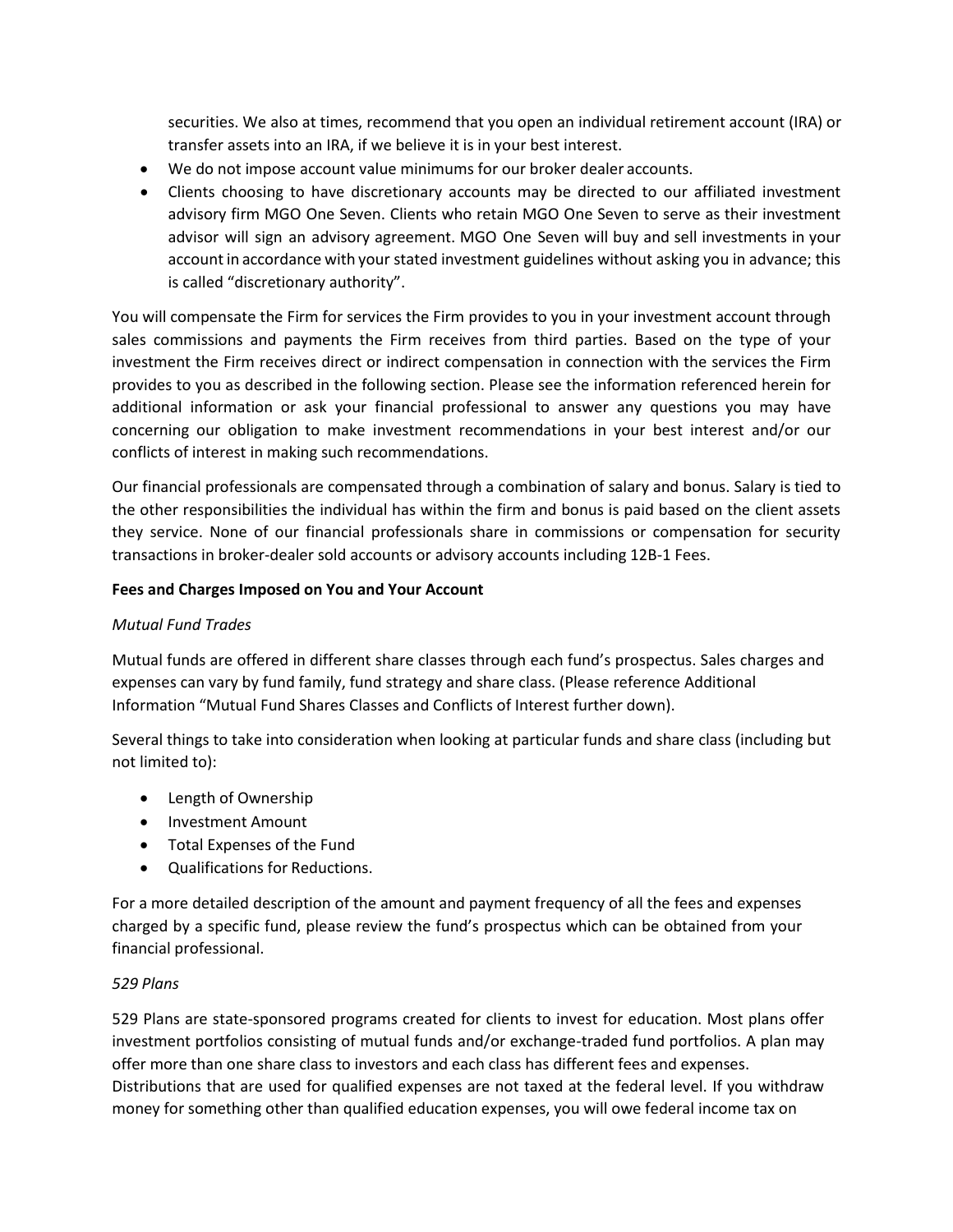securities. We also at times, recommend that you open an individual retirement account (IRA) or transfer assets into an IRA, if we believe it is in your best interest.

- We do not impose account value minimums for our broker dealer accounts.
- Clients choosing to have discretionary accounts may be directed to our affiliated investment advisory firm MGO One Seven. Clients who retain MGO One Seven to serve as their investment advisor will sign an advisory agreement. MGO One Seven will buy and sell investments in your account in accordance with your stated investment guidelines without asking you in advance; this is called "discretionary authority".

You will compensate the Firm for services the Firm provides to you in your investment account through sales commissions and payments the Firm receives from third parties. Based on the type of your investment the Firm receives direct or indirect compensation in connection with the services the Firm provides to you as described in the following section. Please see the information referenced herein for additional information or ask your financial professional to answer any questions you may have concerning our obligation to make investment recommendations in your best interest and/or our conflicts of interest in making such recommendations.

Our financial professionals are compensated through a combination of salary and bonus. Salary is tied to the other responsibilities the individual has within the firm and bonus is paid based on the client assets they service. None of our financial professionals share in commissions or compensation for security transactions in broker-dealer sold accounts or advisory accounts including 12B-1 Fees.

**Fees and Charges Imposed on You and Your Account**

*Mutual Fund Trades*

Mutual funds are offered in different share classes through each fund's prospectus. Sales charges and expenses can vary by fund family, fund strategy and share class. (Please reference Additional Information "Mutual Fund Shares Classes and Conflicts of Interest further down).

Several things to take into consideration when looking at particular funds and share class (including but not limited to):

- Length of Ownership
- Investment Amount
- Total Expenses of the Fund
- Qualifications for Reductions.

For a more detailed description of the amount and payment frequency of all the fees and expenses charged by a specific fund, please review the fund's prospectus which can be obtained from your financial professional.

*529 Plans*

529 Plans are state-sponsored programs created for clients to invest for education. Most plans offer investment portfolios consisting of mutual funds and/or exchange-traded fund portfolios. A plan may offer more than one share class to investors and each class has different fees and expenses. Distributions that are used for qualified expenses are not taxed at the federal level. If you withdraw money for something other than qualified education expenses, you will owe federal income tax on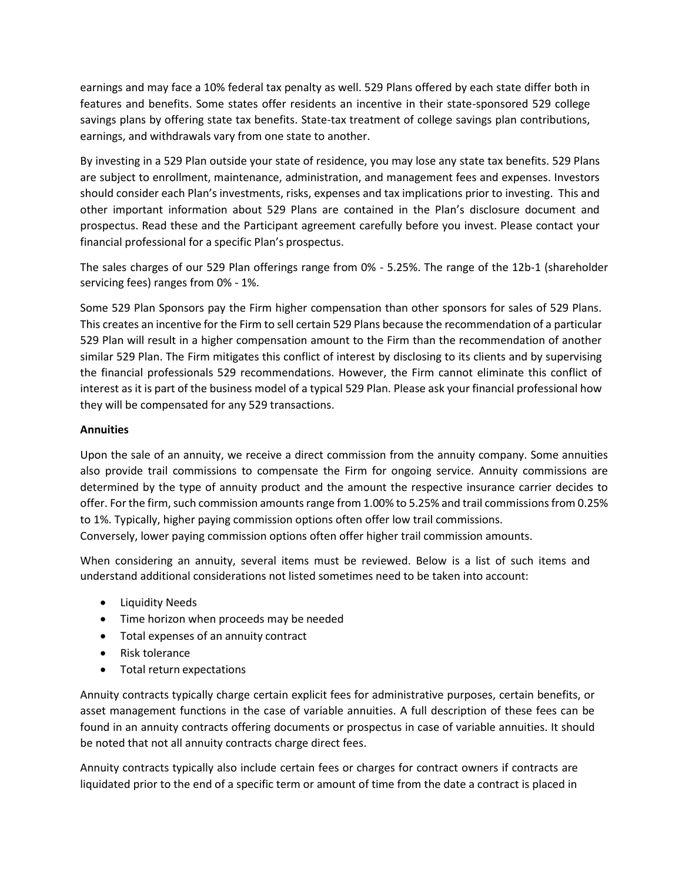earnings and may face a 10% federal tax penalty as well. 529 Plans offered by each state differ both in features and benefits. Some states offer residents an incentive in their state-sponsored 529 college savings plans by offering state tax benefits. State-tax treatment of college savings plan contributions, earnings, and withdrawals vary from one state to another.

By investing in a 529 Plan outside your state of residence, you may lose any state tax benefits. 529 Plans are subject to enrollment, maintenance, administration, and management fees and expenses. Investors should consider each Plan's investments, risks, expenses and tax implications prior to investing. This and other important information about 529 Plans are contained in the Plan's disclosure document and prospectus. Read these and the Participant agreement carefully before you invest. Please contact your financial professional for a specific Plan's prospectus.

The sales charges of our 529 Plan offerings range from 0% - 5.25%. The range of the 12b-1 (shareholder servicing fees) ranges from 0% - 1%.

Some 529 Plan Sponsors pay the Firm higher compensation than other sponsors for sales of 529 Plans. This creates an incentive for the Firm to sell certain 529 Plans because the recommendation of a particular 529 Plan will result in a higher compensation amount to the Firm than the recommendation of another similar 529 Plan. The Firm mitigates this conflict of interest by disclosing to its clients and by supervising the financial professionals 529 recommendations. However, the Firm cannot eliminate this conflict of interest as it is part of the business model of a typical 529 Plan. Please ask your financial professional how they will be compensated for any 529 transactions.

**Annuities**

Upon the sale of an annuity, we receive a direct commission from the annuity company. Some annuities also provide trail commissions to compensate the Firm for ongoing service. Annuity commissions are determined by the type of annuity product and the amount the respective insurance carrier decides to offer. For the firm, such commission amounts range from 1.00% to 5.25% and trail commissions from 0.25% to 1%. Typically, higher paying commission options often offer low trail commissions.
Conversely, lower paying commission options often offer higher trail commission amounts.

When considering an annuity, several items must be reviewed. Below is a list of such items and understand additional considerations not listed sometimes need to be taken into account:

- Liquidity Needs
- Time horizon when proceeds may be needed
- Total expenses of an annuity contract
- Risk tolerance
- Total return expectations

Annuity contracts typically charge certain explicit fees for administrative purposes, certain benefits, or asset management functions in the case of variable annuities. A full description of these fees can be found in an annuity contracts offering documents or prospectus in case of variable annuities. It should be noted that not all annuity contracts charge direct fees.

Annuity contracts typically also include certain fees or charges for contract owners if contracts are liquidated prior to the end of a specific term or amount of time from the date a contract is placed in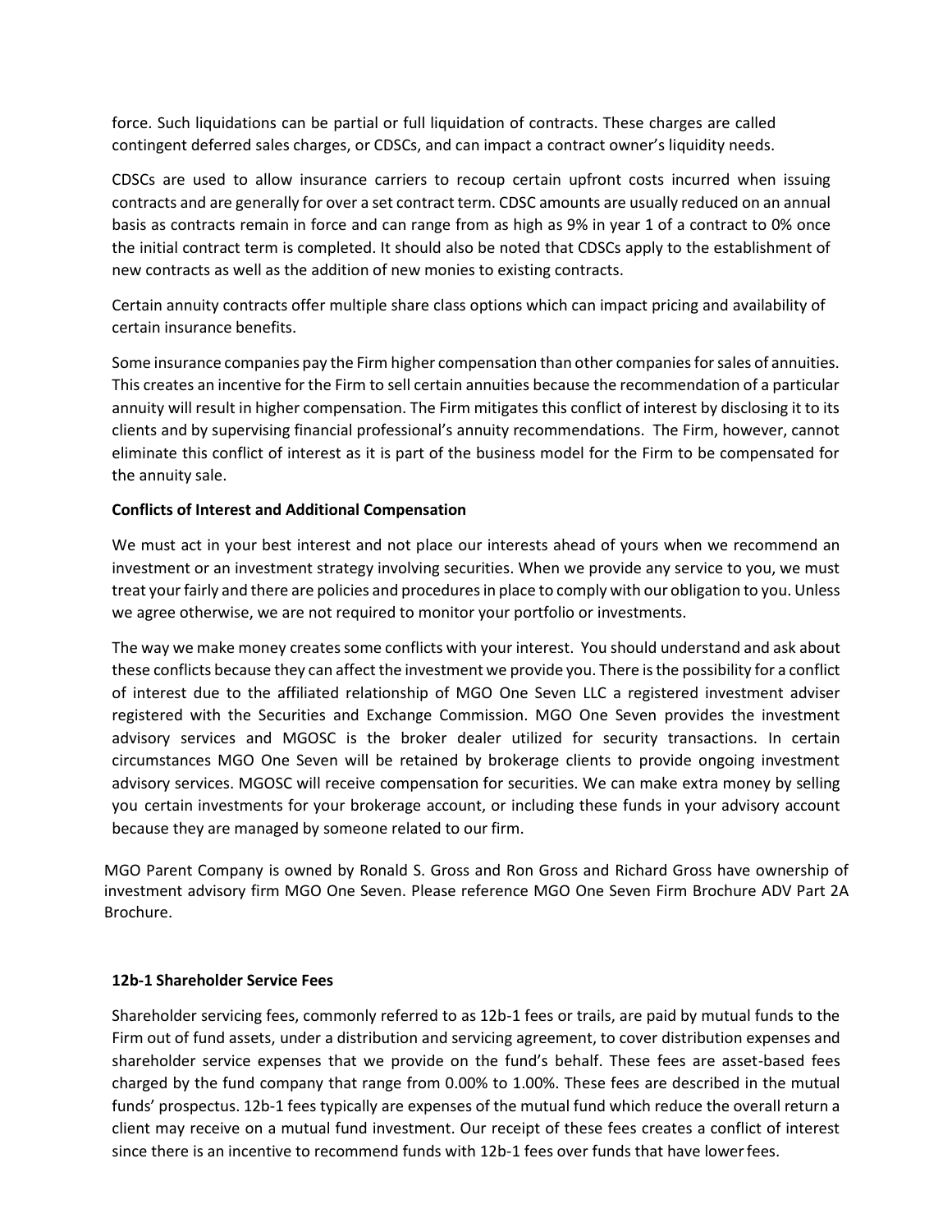force. Such liquidations can be partial or full liquidation of contracts. These charges are called contingent deferred sales charges, or CDSCs, and can impact a contract owner's liquidity needs.

CDSCs are used to allow insurance carriers to recoup certain upfront costs incurred when issuing contracts and are generally for over a set contract term. CDSC amounts are usually reduced on an annual basis as contracts remain in force and can range from as high as 9% in year 1 of a contract to 0% once the initial contract term is completed. It should also be noted that CDSCs apply to the establishment of new contracts as well as the addition of new monies to existing contracts.

Certain annuity contracts offer multiple share class options which can impact pricing and availability of certain insurance benefits.

Some insurance companies pay the Firm higher compensation than other companies for sales of annuities. This creates an incentive for the Firm to sell certain annuities because the recommendation of a particular annuity will result in higher compensation. The Firm mitigates this conflict of interest by disclosing it to its clients and by supervising financial professional's annuity recommendations. The Firm, however, cannot eliminate this conflict of interest as it is part of the business model for the Firm to be compensated for the annuity sale.

**Conflicts of Interest and Additional Compensation**

We must act in your best interest and not place our interests ahead of yours when we recommend an investment or an investment strategy involving securities. When we provide any service to you, we must treat your fairly and there are policies and procedures in place to comply with our obligation to you. Unless we agree otherwise, we are not required to monitor your portfolio or investments.

The way we make money creates some conflicts with your interest. You should understand and ask about these conflicts because they can affect the investment we provide you. There is the possibility for a conflict of interest due to the affiliated relationship of MGO One Seven LLC a registered investment adviser registered with the Securities and Exchange Commission. MGO One Seven provides the investment advisory services and MGOSC is the broker dealer utilized for security transactions. In certain circumstances MGO One Seven will be retained by brokerage clients to provide ongoing investment advisory services. MGOSC will receive compensation for securities. We can make extra money by selling you certain investments for your brokerage account, or including these funds in your advisory account because they are managed by someone related to our firm.

MGO Parent Company is owned by Ronald S. Gross and Ron Gross and Richard Gross have ownership of investment advisory firm MGO One Seven. Please reference MGO One Seven Firm Brochure ADV Part 2A Brochure.

**12b-1 Shareholder Service Fees**

Shareholder servicing fees, commonly referred to as 12b-1 fees or trails, are paid by mutual funds to the Firm out of fund assets, under a distribution and servicing agreement, to cover distribution expenses and shareholder service expenses that we provide on the fund's behalf. These fees are asset-based fees charged by the fund company that range from 0.00% to 1.00%. These fees are described in the mutual funds' prospectus. 12b-1 fees typically are expenses of the mutual fund which reduce the overall return a client may receive on a mutual fund investment. Our receipt of these fees creates a conflict of interest since there is an incentive to recommend funds with 12b-1 fees over funds that have lower fees.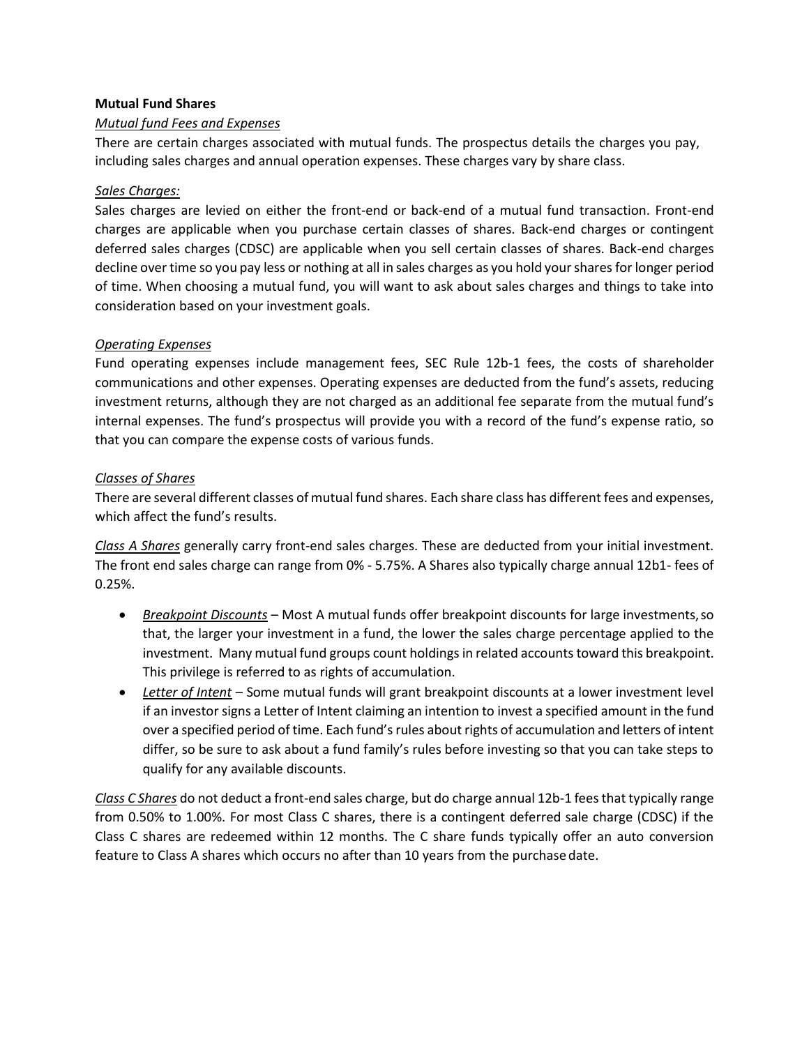**Mutual Fund Shares**

*Mutual fund Fees and Expenses*

There are certain charges associated with mutual funds. The prospectus details the charges you pay, including sales charges and annual operation expenses. These charges vary by share class.

*Sales Charges:*

Sales charges are levied on either the front-end or back-end of a mutual fund transaction. Front-end charges are applicable when you purchase certain classes of shares. Back-end charges or contingent deferred sales charges (CDSC) are applicable when you sell certain classes of shares. Back-end charges decline over time so you pay less or nothing at all in sales charges as you hold your shares for longer period of time. When choosing a mutual fund, you will want to ask about sales charges and things to take into consideration based on your investment goals.

*Operating Expenses*

Fund operating expenses include management fees, SEC Rule 12b-1 fees, the costs of shareholder communications and other expenses. Operating expenses are deducted from the fund's assets, reducing investment returns, although they are not charged as an additional fee separate from the mutual fund's internal expenses. The fund's prospectus will provide you with a record of the fund's expense ratio, so that you can compare the expense costs of various funds.

*Classes of Shares*

There are several different classes of mutual fund shares. Each share class has different fees and expenses, which affect the fund's results.

*Class A Shares* generally carry front-end sales charges. These are deducted from your initial investment. The front end sales charge can range from 0% - 5.75%. A Shares also typically charge annual 12b1- fees of 0.25%.

- *Breakpoint Discounts* – Most A mutual funds offer breakpoint discounts for large investments, so that, the larger your investment in a fund, the lower the sales charge percentage applied to the investment. Many mutual fund groups count holdings in related accounts toward this breakpoint. This privilege is referred to as rights of accumulation.
- *Letter of Intent* – Some mutual funds will grant breakpoint discounts at a lower investment level if an investor signs a Letter of Intent claiming an intention to invest a specified amount in the fund over a specified period of time. Each fund's rules about rights of accumulation and letters of intent differ, so be sure to ask about a fund family's rules before investing so that you can take steps to qualify for any available discounts.

*Class C Shares* do not deduct a front-end sales charge, but do charge annual 12b-1 fees that typically range from 0.50% to 1.00%. For most Class C shares, there is a contingent deferred sale charge (CDSC) if the Class C shares are redeemed within 12 months. The C share funds typically offer an auto conversion feature to Class A shares which occurs no after than 10 years from the purchase date.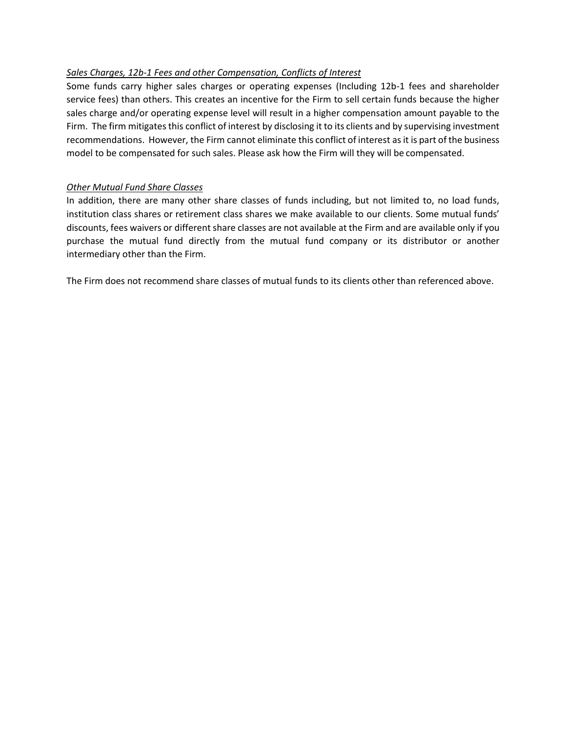*Sales Charges, 12b-1 Fees and other Compensation, Conflicts of Interest*

Some funds carry higher sales charges or operating expenses (Including 12b-1 fees and shareholder service fees) than others. This creates an incentive for the Firm to sell certain funds because the higher sales charge and/or operating expense level will result in a higher compensation amount payable to the Firm. The firm mitigates this conflict of interest by disclosing it to its clients and by supervising investment recommendations. However, the Firm cannot eliminate this conflict of interest as it is part of the business model to be compensated for such sales. Please ask how the Firm will they will be compensated.

*Other Mutual Fund Share Classes*

In addition, there are many other share classes of funds including, but not limited to, no load funds, institution class shares or retirement class shares we make available to our clients. Some mutual funds' discounts, fees waivers or different share classes are not available at the Firm and are available only if you purchase the mutual fund directly from the mutual fund company or its distributor or another intermediary other than the Firm.

The Firm does not recommend share classes of mutual funds to its clients other than referenced above.